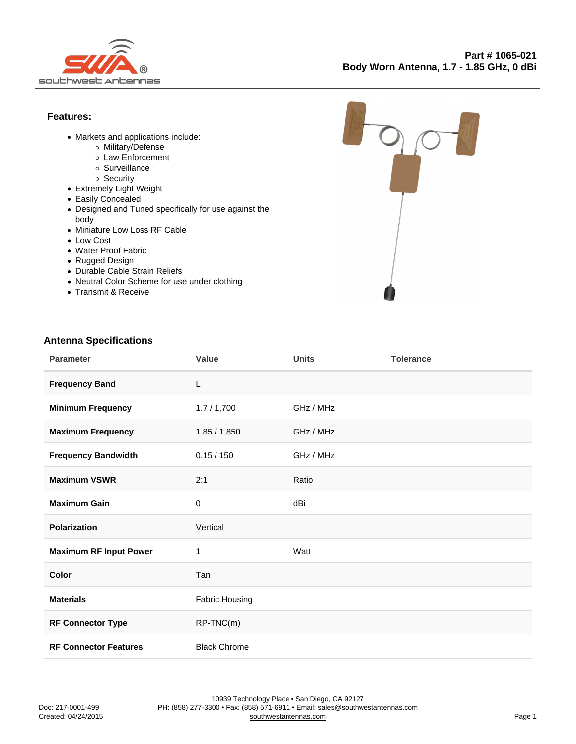**Part # 1065-021**
**Body Worn Antenna, 1.7 - 1.85 GHz, 0 dBi**

### Features:

- Markets and applications include:
  - Military/Defense
  - Law Enforcement
  - Surveillance
  - Security
- Extremely Light Weight
- Easily Concealed
- Designed and Tuned specifically for use against the body
- Miniature Low Loss RF Cable
- Low Cost
- Water Proof Fabric
- Rugged Design
- Durable Cable Strain Reliefs
- Neutral Color Scheme for use under clothing
- Transmit & Receive

### Antenna Specifications

| Parameter | Value | Units | Tolerance |
|---|---|---|---|
| **Frequency Band** | L | | |
| **Minimum Frequency** | 1.7 / 1,700 | GHz / MHz | |
| **Maximum Frequency** | 1.85 / 1,850 | GHz / MHz | |
| **Frequency Bandwidth** | 0.15 / 150 | GHz / MHz | |
| **Maximum VSWR** | 2:1 | Ratio | |
| **Maximum Gain** | 0 | dBi | |
| **Polarization** | Vertical | | |
| **Maximum RF Input Power** | 1 | Watt | |
| **Color** | Tan | | |
| **Materials** | Fabric Housing | | |
| **RF Connector Type** | RP-TNC(m) | | |
| **RF Connector Features** | Black Chrome | | |

Doc: 217-0001-499
Created: 04/24/2015

10939 Technology Place • San Diego, CA 92127
PH: (858) 277-3300 • Fax: (858) 571-6911 • Email: sales@southwestantennas.com
southwestantennas.com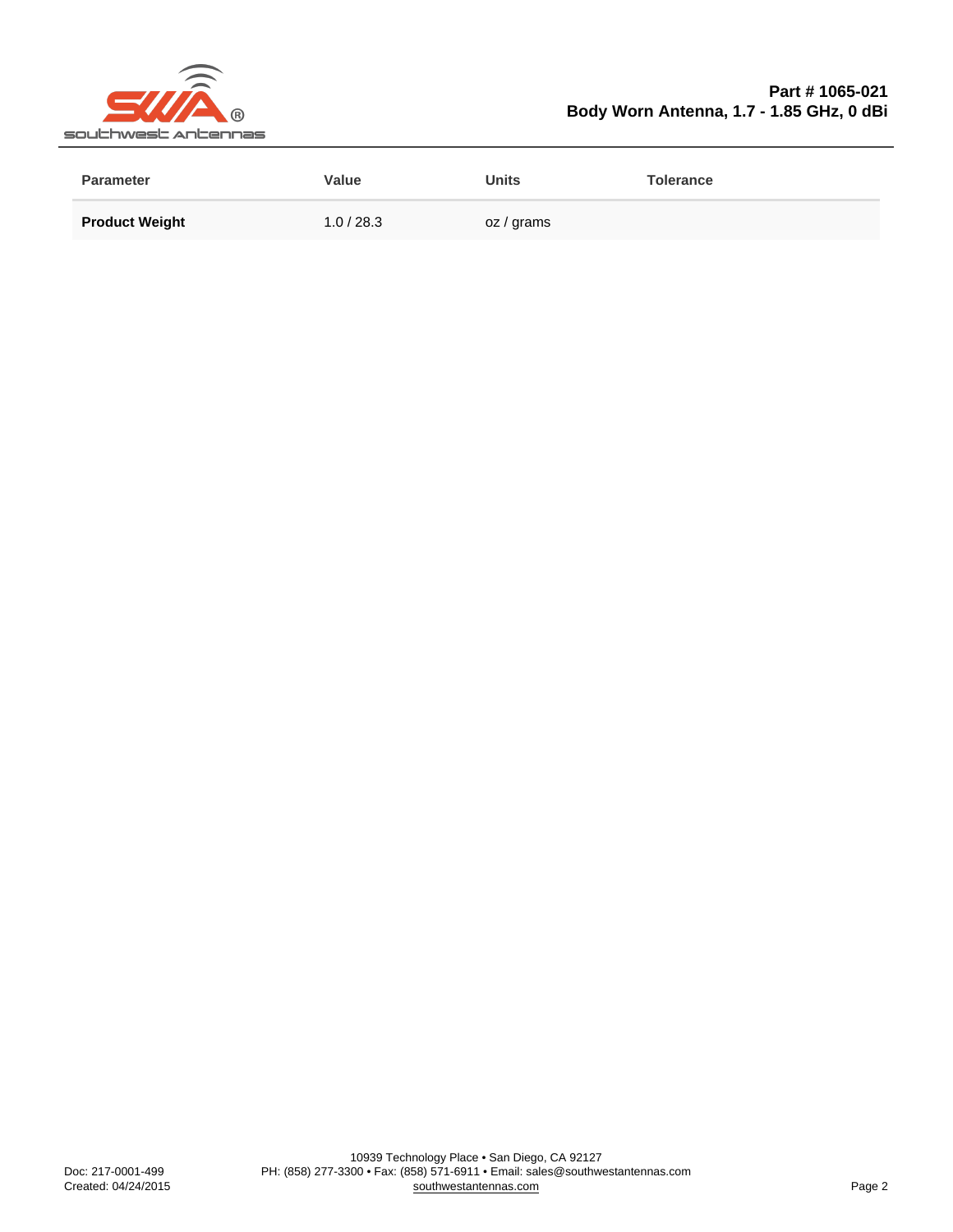**Part # 1065-021**
**Body Worn Antenna, 1.7 - 1.85 GHz, 0 dBi**

| Parameter | Value | Units | Tolerance |
|---|---|---|---|
| **Product Weight** | 1.0 / 28.3 | oz / grams | |

Doc: 217-0001-499
Created: 04/24/2015

10939 Technology Place • San Diego, CA 92127
PH: (858) 277-3300 • Fax: (858) 571-6911 • Email: sales@southwestantennas.com
southwestantennas.com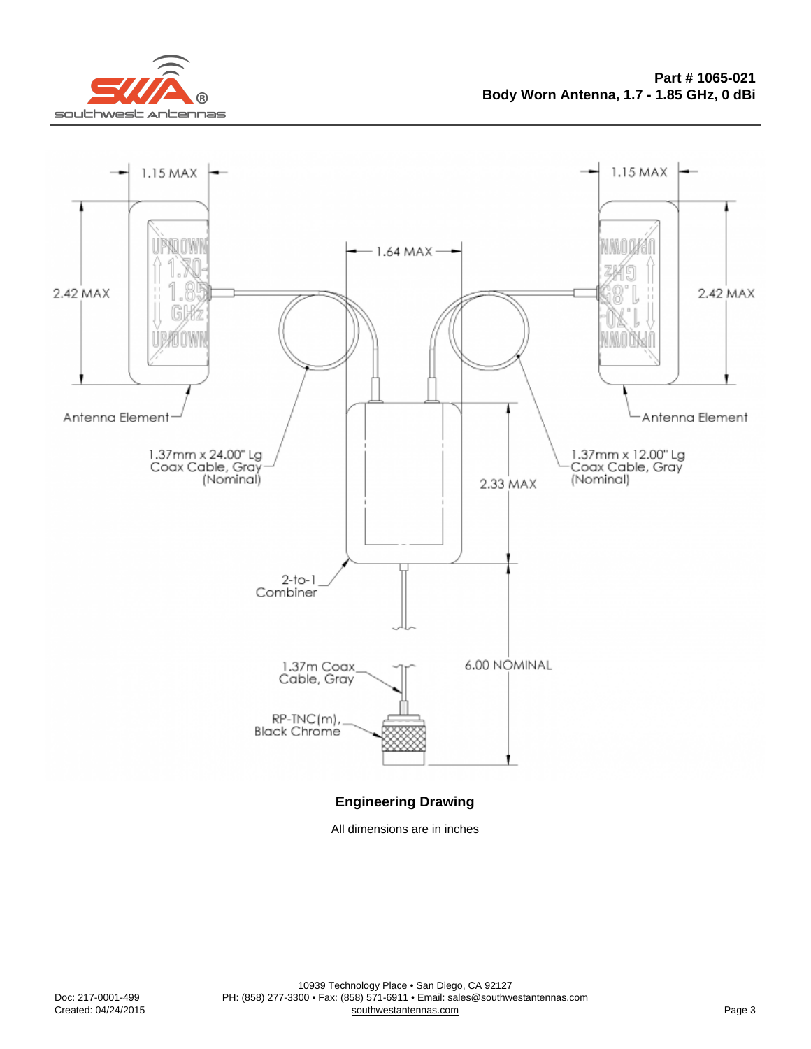**Part # 1065-021**
**Body Worn Antenna, 1.7 - 1.85 GHz, 0 dBi**

1.15 MAX

1.15 MAX

2.42 MAX

2.42 MAX

1.64 MAX

UP/DOWN
1.70-
1.85
GHz
UP/DOWN

Antenna Element

Antenna Element

1.37mm x 24.00" Lg
Coax Cable, Gray
(Nominal)

1.37mm x 12.00" Lg
Coax Cable, Gray
(Nominal)

2.33 MAX

2-to-1
Combiner

1.37m Coax
Cable, Gray

6.00 NOMINAL

RP-TNC(m),
Black Chrome

**Engineering Drawing**

All dimensions are in inches

Doc: 217-0001-499
Created: 04/24/2015

10939 Technology Place • San Diego, CA 92127
PH: (858) 277-3300 • Fax: (858) 571-6911 • Email: sales@southwestantennas.com
southwestantennas.com